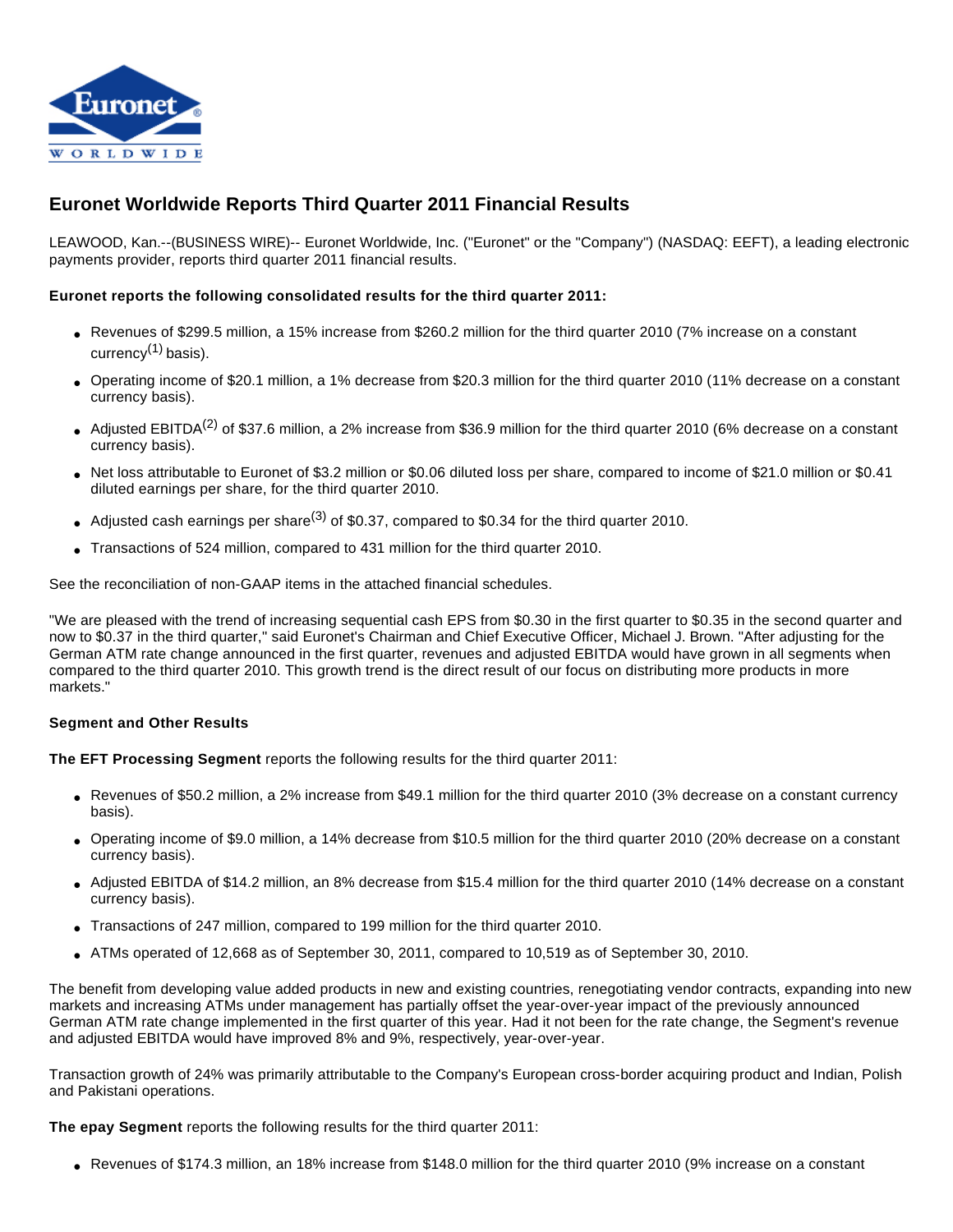# Euronet Worldwide Reports Third Quarter 2011 Financial Results

LEAWOOD, Kan.--(BUSINESS WIRE)-- Euronet Worldwide, Inc. ("Euronet" or the "Company") (NASDAQ: EEFT), a leading electronic payments provider, reports third quarter 2011 financial results.

**Euronet reports the following consolidated results for the third quarter 2011:**

- Revenues of $299.5 million, a 15% increase from $260.2 million for the third quarter 2010 (7% increase on a constant currency(1) basis).
- Operating income of $20.1 million, a 1% decrease from $20.3 million for the third quarter 2010 (11% decrease on a constant currency basis).
- Adjusted EBITDA(2) of $37.6 million, a 2% increase from $36.9 million for the third quarter 2010 (6% decrease on a constant currency basis).
- Net loss attributable to Euronet of $3.2 million or $0.06 diluted loss per share, compared to income of $21.0 million or $0.41 diluted earnings per share, for the third quarter 2010.
- Adjusted cash earnings per share(3) of $0.37, compared to $0.34 for the third quarter 2010.
- Transactions of 524 million, compared to 431 million for the third quarter 2010.

See the reconciliation of non-GAAP items in the attached financial schedules.

"We are pleased with the trend of increasing sequential cash EPS from $0.30 in the first quarter to $0.35 in the second quarter and now to $0.37 in the third quarter," said Euronet's Chairman and Chief Executive Officer, Michael J. Brown. "After adjusting for the German ATM rate change announced in the first quarter, revenues and adjusted EBITDA would have grown in all segments when compared to the third quarter 2010. This growth trend is the direct result of our focus on distributing more products in more markets."

**Segment and Other Results**

**The EFT Processing Segment** reports the following results for the third quarter 2011:

- Revenues of $50.2 million, a 2% increase from $49.1 million for the third quarter 2010 (3% decrease on a constant currency basis).
- Operating income of $9.0 million, a 14% decrease from $10.5 million for the third quarter 2010 (20% decrease on a constant currency basis).
- Adjusted EBITDA of $14.2 million, an 8% decrease from $15.4 million for the third quarter 2010 (14% decrease on a constant currency basis).
- Transactions of 247 million, compared to 199 million for the third quarter 2010.
- ATMs operated of 12,668 as of September 30, 2011, compared to 10,519 as of September 30, 2010.

The benefit from developing value added products in new and existing countries, renegotiating vendor contracts, expanding into new markets and increasing ATMs under management has partially offset the year-over-year impact of the previously announced German ATM rate change implemented in the first quarter of this year. Had it not been for the rate change, the Segment's revenue and adjusted EBITDA would have improved 8% and 9%, respectively, year-over-year.

Transaction growth of 24% was primarily attributable to the Company's European cross-border acquiring product and Indian, Polish and Pakistani operations.

**The epay Segment** reports the following results for the third quarter 2011:

- Revenues of $174.3 million, an 18% increase from $148.0 million for the third quarter 2010 (9% increase on a constant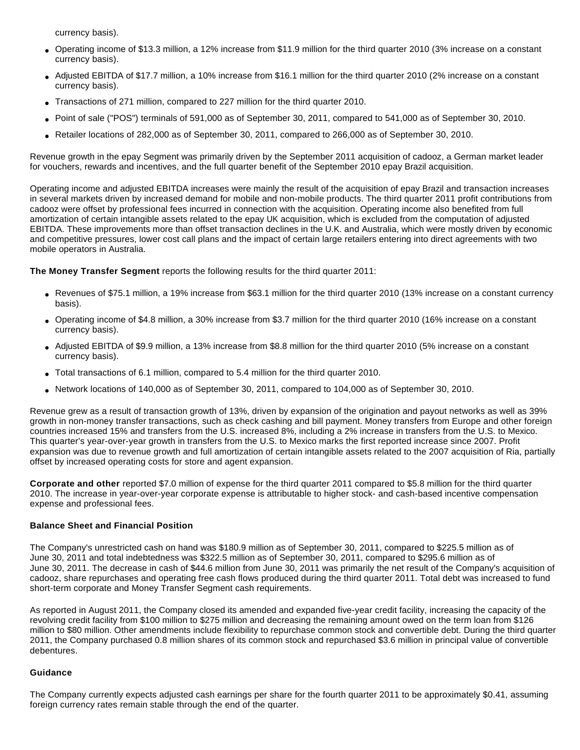currency basis).

- Operating income of $13.3 million, a 12% increase from $11.9 million for the third quarter 2010 (3% increase on a constant currency basis).
- Adjusted EBITDA of $17.7 million, a 10% increase from $16.1 million for the third quarter 2010 (2% increase on a constant currency basis).
- Transactions of 271 million, compared to 227 million for the third quarter 2010.
- Point of sale ("POS") terminals of 591,000 as of September 30, 2011, compared to 541,000 as of September 30, 2010.
- Retailer locations of 282,000 as of September 30, 2011, compared to 266,000 as of September 30, 2010.

Revenue growth in the epay Segment was primarily driven by the September 2011 acquisition of cadooz, a German market leader for vouchers, rewards and incentives, and the full quarter benefit of the September 2010 epay Brazil acquisition.

Operating income and adjusted EBITDA increases were mainly the result of the acquisition of epay Brazil and transaction increases in several markets driven by increased demand for mobile and non-mobile products. The third quarter 2011 profit contributions from cadooz were offset by professional fees incurred in connection with the acquisition. Operating income also benefited from full amortization of certain intangible assets related to the epay UK acquisition, which is excluded from the computation of adjusted EBITDA. These improvements more than offset transaction declines in the U.K. and Australia, which were mostly driven by economic and competitive pressures, lower cost call plans and the impact of certain large retailers entering into direct agreements with two mobile operators in Australia.

**The Money Transfer Segment** reports the following results for the third quarter 2011:

- Revenues of $75.1 million, a 19% increase from $63.1 million for the third quarter 2010 (13% increase on a constant currency basis).
- Operating income of $4.8 million, a 30% increase from $3.7 million for the third quarter 2010 (16% increase on a constant currency basis).
- Adjusted EBITDA of $9.9 million, a 13% increase from $8.8 million for the third quarter 2010 (5% increase on a constant currency basis).
- Total transactions of 6.1 million, compared to 5.4 million for the third quarter 2010.
- Network locations of 140,000 as of September 30, 2011, compared to 104,000 as of September 30, 2010.

Revenue grew as a result of transaction growth of 13%, driven by expansion of the origination and payout networks as well as 39% growth in non-money transfer transactions, such as check cashing and bill payment. Money transfers from Europe and other foreign countries increased 15% and transfers from the U.S. increased 8%, including a 2% increase in transfers from the U.S. to Mexico. This quarter's year-over-year growth in transfers from the U.S. to Mexico marks the first reported increase since 2007. Profit expansion was due to revenue growth and full amortization of certain intangible assets related to the 2007 acquisition of Ria, partially offset by increased operating costs for store and agent expansion.

**Corporate and other** reported $7.0 million of expense for the third quarter 2011 compared to $5.8 million for the third quarter 2010. The increase in year-over-year corporate expense is attributable to higher stock- and cash-based incentive compensation expense and professional fees.

### Balance Sheet and Financial Position

The Company's unrestricted cash on hand was $180.9 million as of September 30, 2011, compared to $225.5 million as of June 30, 2011 and total indebtedness was $322.5 million as of September 30, 2011, compared to $295.6 million as of June 30, 2011. The decrease in cash of $44.6 million from June 30, 2011 was primarily the net result of the Company's acquisition of cadooz, share repurchases and operating free cash flows produced during the third quarter 2011. Total debt was increased to fund short-term corporate and Money Transfer Segment cash requirements.

As reported in August 2011, the Company closed its amended and expanded five-year credit facility, increasing the capacity of the revolving credit facility from $100 million to $275 million and decreasing the remaining amount owed on the term loan from $126 million to $80 million. Other amendments include flexibility to repurchase common stock and convertible debt. During the third quarter 2011, the Company purchased 0.8 million shares of its common stock and repurchased $3.6 million in principal value of convertible debentures.

### Guidance

The Company currently expects adjusted cash earnings per share for the fourth quarter 2011 to be approximately $0.41, assuming foreign currency rates remain stable through the end of the quarter.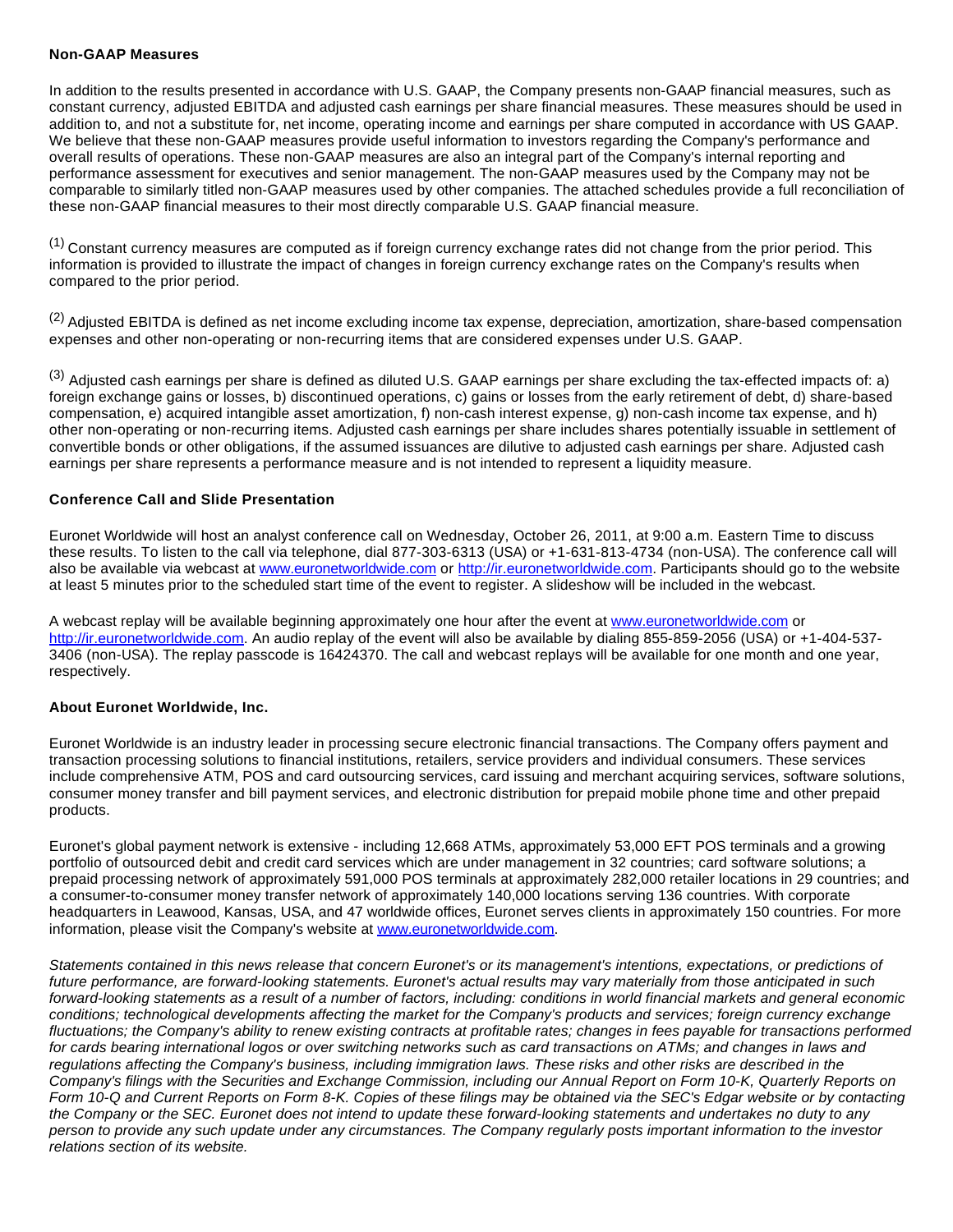**Non-GAAP Measures**

In addition to the results presented in accordance with U.S. GAAP, the Company presents non-GAAP financial measures, such as constant currency, adjusted EBITDA and adjusted cash earnings per share financial measures. These measures should be used in addition to, and not a substitute for, net income, operating income and earnings per share computed in accordance with US GAAP. We believe that these non-GAAP measures provide useful information to investors regarding the Company's performance and overall results of operations. These non-GAAP measures are also an integral part of the Company's internal reporting and performance assessment for executives and senior management. The non-GAAP measures used by the Company may not be comparable to similarly titled non-GAAP measures used by other companies. The attached schedules provide a full reconciliation of these non-GAAP financial measures to their most directly comparable U.S. GAAP financial measure.

(1) Constant currency measures are computed as if foreign currency exchange rates did not change from the prior period. This information is provided to illustrate the impact of changes in foreign currency exchange rates on the Company's results when compared to the prior period.

(2) Adjusted EBITDA is defined as net income excluding income tax expense, depreciation, amortization, share-based compensation expenses and other non-operating or non-recurring items that are considered expenses under U.S. GAAP.

(3) Adjusted cash earnings per share is defined as diluted U.S. GAAP earnings per share excluding the tax-effected impacts of: a) foreign exchange gains or losses, b) discontinued operations, c) gains or losses from the early retirement of debt, d) share-based compensation, e) acquired intangible asset amortization, f) non-cash interest expense, g) non-cash income tax expense, and h) other non-operating or non-recurring items. Adjusted cash earnings per share includes shares potentially issuable in settlement of convertible bonds or other obligations, if the assumed issuances are dilutive to adjusted cash earnings per share. Adjusted cash earnings per share represents a performance measure and is not intended to represent a liquidity measure.

**Conference Call and Slide Presentation**

Euronet Worldwide will host an analyst conference call on Wednesday, October 26, 2011, at 9:00 a.m. Eastern Time to discuss these results. To listen to the call via telephone, dial 877-303-6313 (USA) or +1-631-813-4734 (non-USA). The conference call will also be available via webcast at www.euronetworldwide.com or http://ir.euronetworldwide.com. Participants should go to the website at least 5 minutes prior to the scheduled start time of the event to register. A slideshow will be included in the webcast.

A webcast replay will be available beginning approximately one hour after the event at www.euronetworldwide.com or http://ir.euronetworldwide.com. An audio replay of the event will also be available by dialing 855-859-2056 (USA) or +1-404-537-3406 (non-USA). The replay passcode is 16424370. The call and webcast replays will be available for one month and one year, respectively.

**About Euronet Worldwide, Inc.**

Euronet Worldwide is an industry leader in processing secure electronic financial transactions. The Company offers payment and transaction processing solutions to financial institutions, retailers, service providers and individual consumers. These services include comprehensive ATM, POS and card outsourcing services, card issuing and merchant acquiring services, software solutions, consumer money transfer and bill payment services, and electronic distribution for prepaid mobile phone time and other prepaid products.

Euronet's global payment network is extensive - including 12,668 ATMs, approximately 53,000 EFT POS terminals and a growing portfolio of outsourced debit and credit card services which are under management in 32 countries; card software solutions; a prepaid processing network of approximately 591,000 POS terminals at approximately 282,000 retailer locations in 29 countries; and a consumer-to-consumer money transfer network of approximately 140,000 locations serving 136 countries. With corporate headquarters in Leawood, Kansas, USA, and 47 worldwide offices, Euronet serves clients in approximately 150 countries. For more information, please visit the Company's website at www.euronetworldwide.com.

*Statements contained in this news release that concern Euronet's or its management's intentions, expectations, or predictions of future performance, are forward-looking statements. Euronet's actual results may vary materially from those anticipated in such forward-looking statements as a result of a number of factors, including: conditions in world financial markets and general economic conditions; technological developments affecting the market for the Company's products and services; foreign currency exchange fluctuations; the Company's ability to renew existing contracts at profitable rates; changes in fees payable for transactions performed for cards bearing international logos or over switching networks such as card transactions on ATMs; and changes in laws and regulations affecting the Company's business, including immigration laws. These risks and other risks are described in the Company's filings with the Securities and Exchange Commission, including our Annual Report on Form 10-K, Quarterly Reports on Form 10-Q and Current Reports on Form 8-K. Copies of these filings may be obtained via the SEC's Edgar website or by contacting the Company or the SEC. Euronet does not intend to update these forward-looking statements and undertakes no duty to any person to provide any such update under any circumstances. The Company regularly posts important information to the investor relations section of its website.*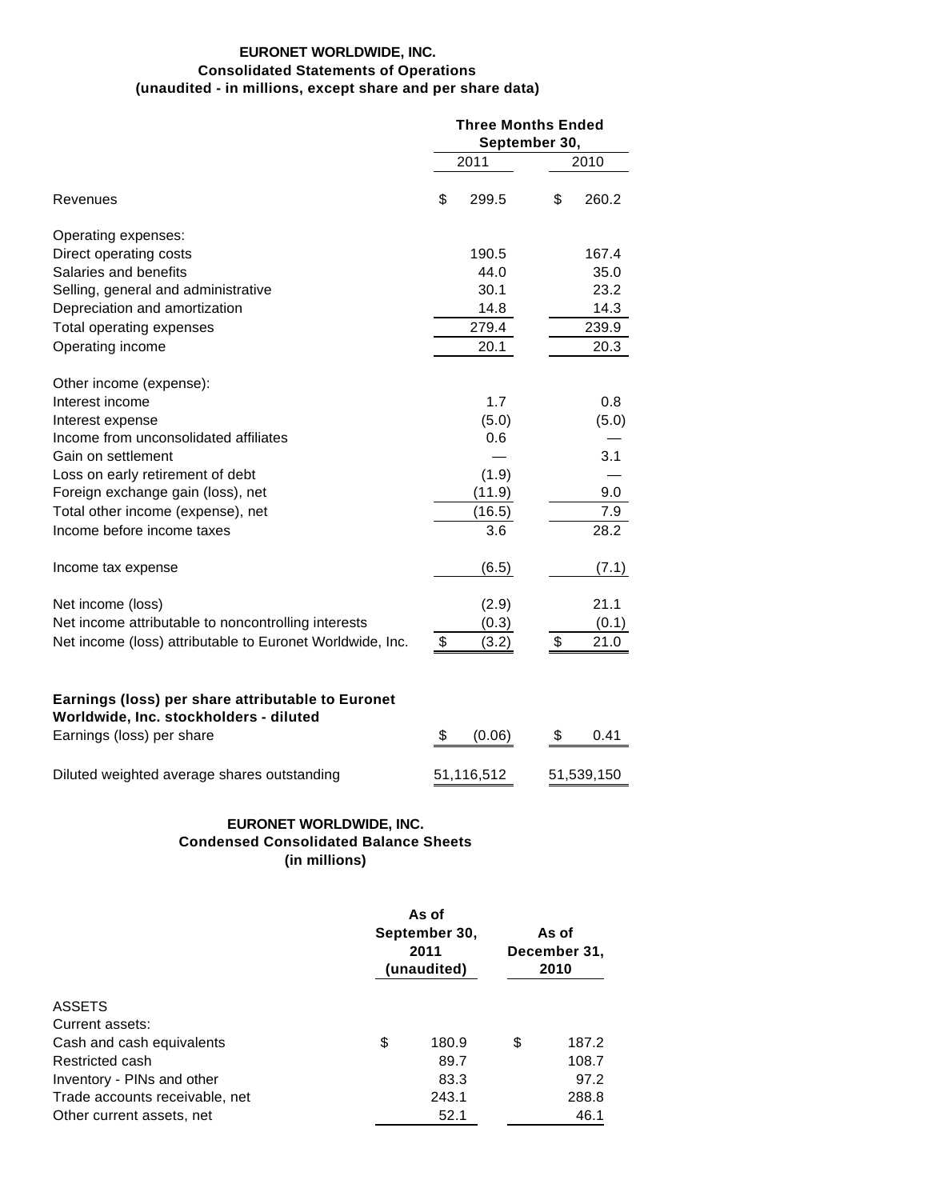**EURONET WORLDWIDE, INC.**
**Consolidated Statements of Operations**
**(unaudited - in millions, except share and per share data)**

| | Three Months Ended September 30, | |
|---|---|---|
| | 2011 | 2010 |
| Revenues | $ 299.5 | $ 260.2 |
| Operating expenses: | | |
| Direct operating costs | 190.5 | 167.4 |
| Salaries and benefits | 44.0 | 35.0 |
| Selling, general and administrative | 30.1 | 23.2 |
| Depreciation and amortization | 14.8 | 14.3 |
| Total operating expenses | 279.4 | 239.9 |
| Operating income | 20.1 | 20.3 |
| Other income (expense): | | |
| Interest income | 1.7 | 0.8 |
| Interest expense | (5.0) | (5.0) |
| Income from unconsolidated affiliates | 0.6 | — |
| Gain on settlement | — | 3.1 |
| Loss on early retirement of debt | (1.9) | — |
| Foreign exchange gain (loss), net | (11.9) | 9.0 |
| Total other income (expense), net | (16.5) | 7.9 |
| Income before income taxes | 3.6 | 28.2 |
| Income tax expense | (6.5) | (7.1) |
| Net income (loss) | (2.9) | 21.1 |
| Net income attributable to noncontrolling interests | (0.3) | (0.1) |
| Net income (loss) attributable to Euronet Worldwide, Inc. | $ (3.2) | $ 21.0 |
| **Earnings (loss) per share attributable to Euronet Worldwide, Inc. stockholders - diluted** | | |
| Earnings (loss) per share | $ (0.06) | $ 0.41 |
| Diluted weighted average shares outstanding | 51,116,512 | 51,539,150 |

**EURONET WORLDWIDE, INC.**
**Condensed Consolidated Balance Sheets**
**(in millions)**

| | As of September 30, 2011 (unaudited) | As of December 31, 2010 |
|---|---|---|
| ASSETS | | |
| Current assets: | | |
| Cash and cash equivalents | $ 180.9 | $ 187.2 |
| Restricted cash | 89.7 | 108.7 |
| Inventory - PINs and other | 83.3 | 97.2 |
| Trade accounts receivable, net | 243.1 | 288.8 |
| Other current assets, net | 52.1 | 46.1 |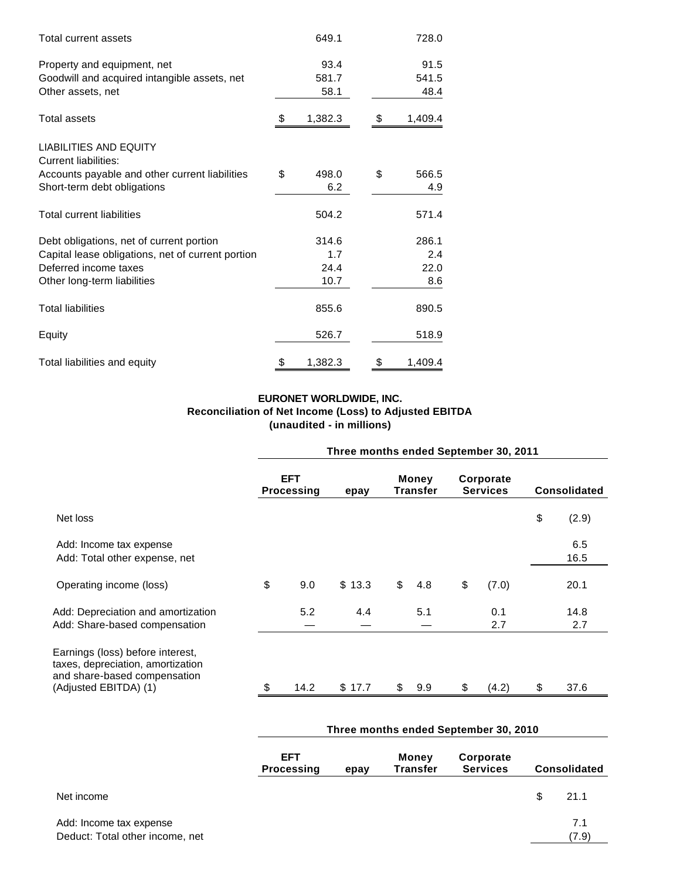| | | |
|---|---|---|
| Total current assets | 649.1 | 728.0 |
| Property and equipment, net | 93.4 | 91.5 |
| Goodwill and acquired intangible assets, net | 581.7 | 541.5 |
| Other assets, net | 58.1 | 48.4 |
| Total assets | $ 1,382.3 | $ 1,409.4 |
| LIABILITIES AND EQUITY | | |
| Current liabilities: | | |
| Accounts payable and other current liabilities | $ 498.0 | $ 566.5 |
| Short-term debt obligations | 6.2 | 4.9 |
| Total current liabilities | 504.2 | 571.4 |
| Debt obligations, net of current portion | 314.6 | 286.1 |
| Capital lease obligations, net of current portion | 1.7 | 2.4 |
| Deferred income taxes | 24.4 | 22.0 |
| Other long-term liabilities | 10.7 | 8.6 |
| Total liabilities | 855.6 | 890.5 |
| Equity | 526.7 | 518.9 |
| Total liabilities and equity | $ 1,382.3 | $ 1,409.4 |

**EURONET WORLDWIDE, INC.**
**Reconciliation of Net Income (Loss) to Adjusted EBITDA**
**(unaudited - in millions)**

| | Three months ended September 30, 2011 | | | | |
|---|---|---|---|---|---|
| | EFT Processing | epay | Money Transfer | Corporate Services | Consolidated |
| Net loss | | | | | $ (2.9) |
| Add: Income tax expense | | | | | 6.5 |
| Add: Total other expense, net | | | | | 16.5 |
| Operating income (loss) | $ 9.0 | $ 13.3 | $ 4.8 | $ (7.0) | 20.1 |
| Add: Depreciation and amortization | 5.2 | 4.4 | 5.1 | 0.1 | 14.8 |
| Add: Share-based compensation | — | — | — | 2.7 | 2.7 |
| Earnings (loss) before interest, taxes, depreciation, amortization and share-based compensation (Adjusted EBITDA) (1) | $ 14.2 | $ 17.7 | $ 9.9 | $ (4.2) | $ 37.6 |

| | Three months ended September 30, 2010 | | | | |
|---|---|---|---|---|---|
| | EFT Processing | epay | Money Transfer | Corporate Services | Consolidated |
| Net income | | | | | $ 21.1 |
| Add: Income tax expense | | | | | 7.1 |
| Deduct: Total other income, net | | | | | (7.9) |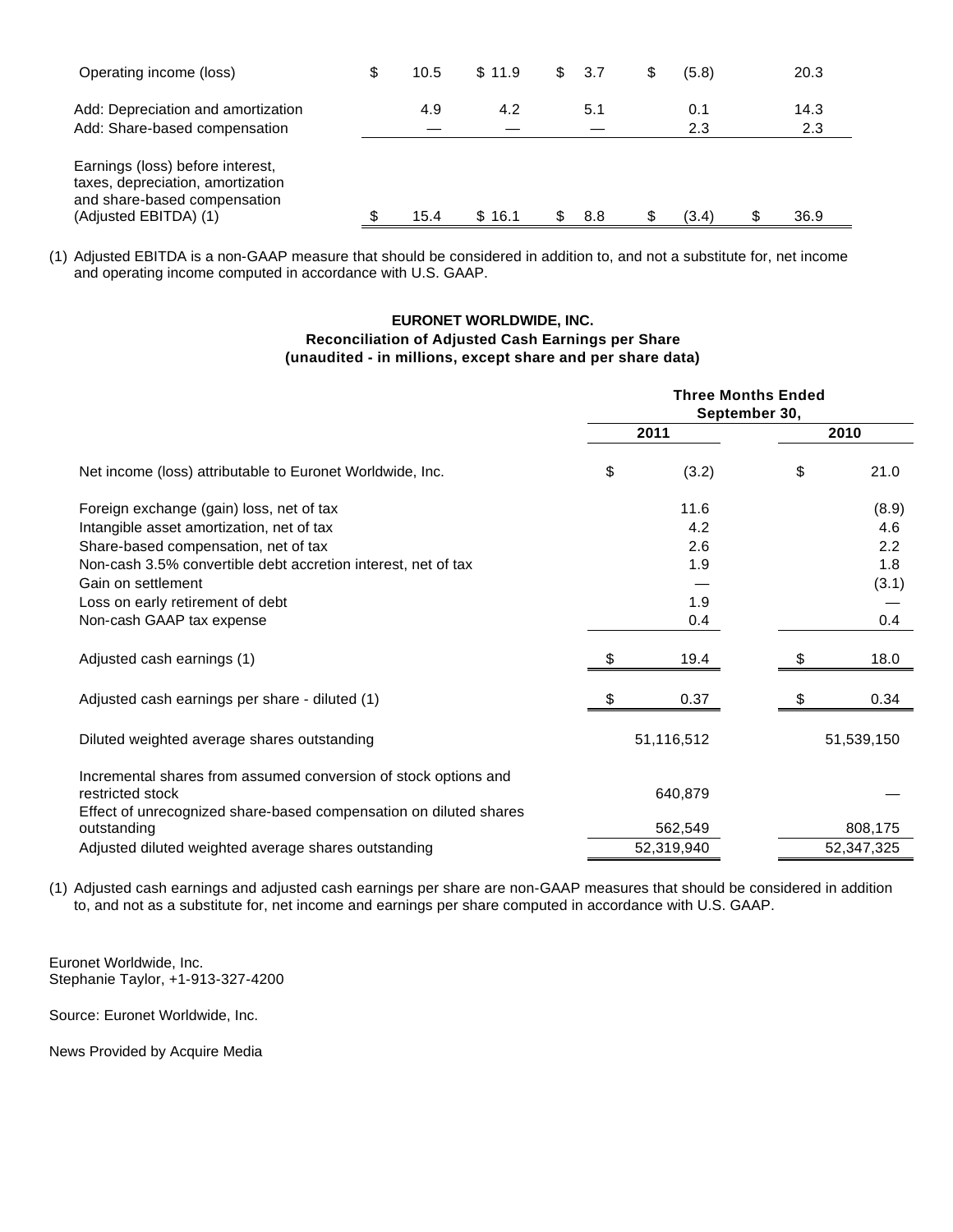| | | | | | |
|---|---|---|---|---|---|
| Operating income (loss) | $ 10.5 | $ 11.9 | $ 3.7 | $ (5.8) | 20.3 |
| Add: Depreciation and amortization | 4.9 | 4.2 | 5.1 | 0.1 | 14.3 |
| Add: Share-based compensation | — | — | — | 2.3 | 2.3 |
| Earnings (loss) before interest, taxes, depreciation, amortization and share-based compensation (Adjusted EBITDA) (1) | $ 15.4 | $ 16.1 | $ 8.8 | $ (3.4) | $ 36.9 |

(1) Adjusted EBITDA is a non-GAAP measure that should be considered in addition to, and not a substitute for, net income and operating income computed in accordance with U.S. GAAP.

**EURONET WORLDWIDE, INC.**
**Reconciliation of Adjusted Cash Earnings per Share**
**(unaudited - in millions, except share and per share data)**

| | Three Months Ended September 30, | |
|---|---|---|
| | 2011 | 2010 |
| Net income (loss) attributable to Euronet Worldwide, Inc. | $ (3.2) | $ 21.0 |
| Foreign exchange (gain) loss, net of tax | 11.6 | (8.9) |
| Intangible asset amortization, net of tax | 4.2 | 4.6 |
| Share-based compensation, net of tax | 2.6 | 2.2 |
| Non-cash 3.5% convertible debt accretion interest, net of tax | 1.9 | 1.8 |
| Gain on settlement | — | (3.1) |
| Loss on early retirement of debt | 1.9 | — |
| Non-cash GAAP tax expense | 0.4 | 0.4 |
| Adjusted cash earnings (1) | $ 19.4 | $ 18.0 |
| Adjusted cash earnings per share - diluted (1) | $ 0.37 | $ 0.34 |
| Diluted weighted average shares outstanding | 51,116,512 | 51,539,150 |
| Incremental shares from assumed conversion of stock options and restricted stock | 640,879 | — |
| Effect of unrecognized share-based compensation on diluted shares outstanding | 562,549 | 808,175 |
| Adjusted diluted weighted average shares outstanding | 52,319,940 | 52,347,325 |

(1) Adjusted cash earnings and adjusted cash earnings per share are non-GAAP measures that should be considered in addition to, and not as a substitute for, net income and earnings per share computed in accordance with U.S. GAAP.

Euronet Worldwide, Inc.
Stephanie Taylor, +1-913-327-4200

Source: Euronet Worldwide, Inc.

News Provided by Acquire Media